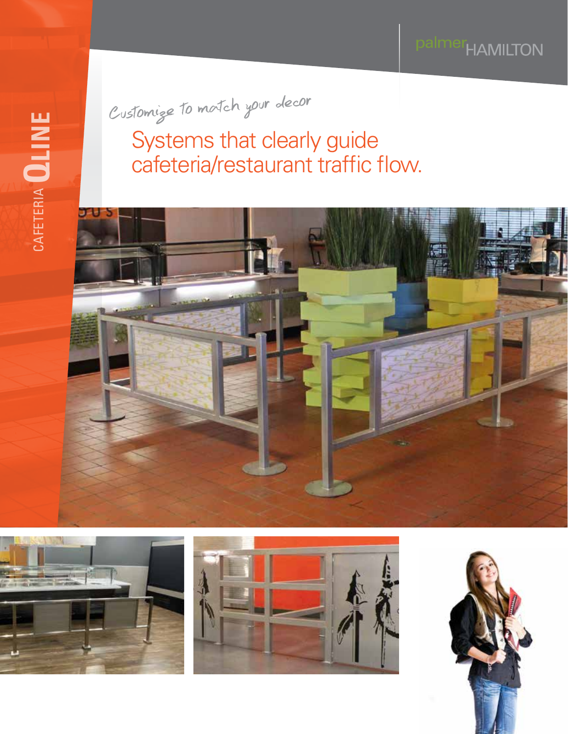palmerHAMILTON

CAFETERIA QLINE

*Customize to match your decor*

# Systems that clearly guide cafeteria/restaurant traffic flow.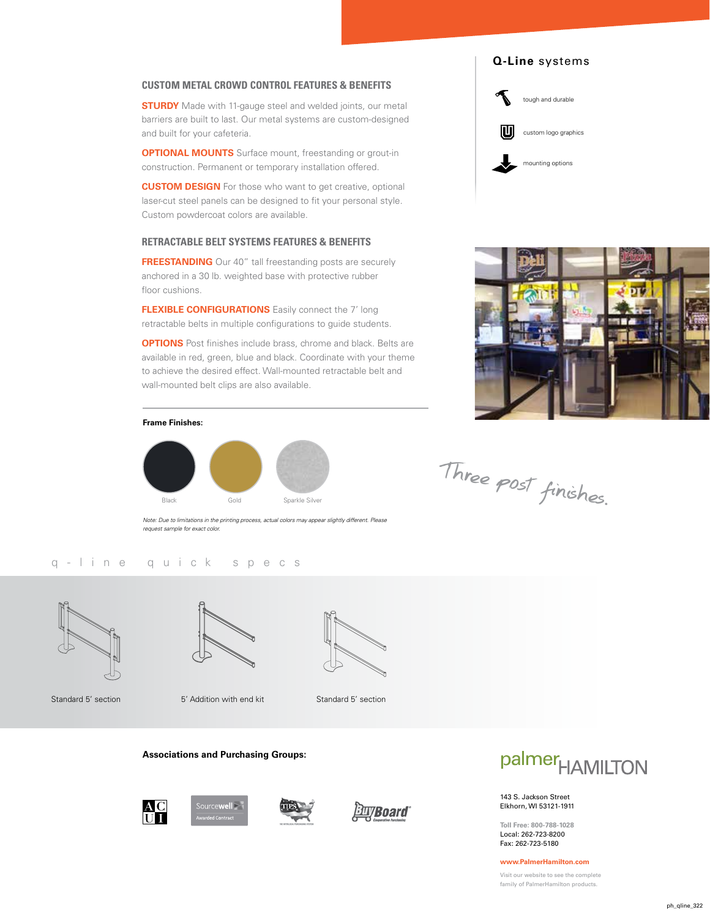## CUSTOM METAL CROWD CONTROL FEATURES & BENEFITS

**STURDY** Made with 11-gauge steel and welded joints, our metal barriers are built to last. Our metal systems are custom-designed and built for your cafeteria.

**OPTIONAL MOUNTS** Surface mount, freestanding or grout-in construction. Permanent or temporary installation offered.

**CUSTOM DESIGN** For those who want to get creative, optional laser-cut steel panels can be designed to fit your personal style. Custom powdercoat colors are available.

## RETRACTABLE BELT SYSTEMS FEATURES & BENEFITS

**FREESTANDING** Our 40" tall freestanding posts are securely anchored in a 30 lb. weighted base with protective rubber floor cushions.

**FLEXIBLE CONFIGURATIONS** Easily connect the 7' long retractable belts in multiple configurations to guide students.

**OPTIONS** Post finishes include brass, chrome and black. Belts are available in red, green, blue and black. Coordinate with your theme to achieve the desired effect. Wall-mounted retractable belt and wall-mounted belt clips are also available.

**Frame Finishes:**

Black

Gold

Sparkle Silver

*Note: Due to limitations in the printing process, actual colors may appear slightly different. Please request sample for exact color.*

### Q-Line systems

- tough and durable
- custom logo graphics
- mounting options

Three post finishes.

## q-line quick specs

Standard 5' section

5' Addition with end kit

Standard 5' section

**Associations and Purchasing Groups:**

palmerHAMILTON

143 S. Jackson Street
Elkhorn, WI 53121-1911

Toll Free: 800-788-1028
Local: 262-723-8200
Fax: 262-723-5180

www.PalmerHamilton.com

Visit our website to see the complete family of PalmerHamilton products.

ph_qline_322